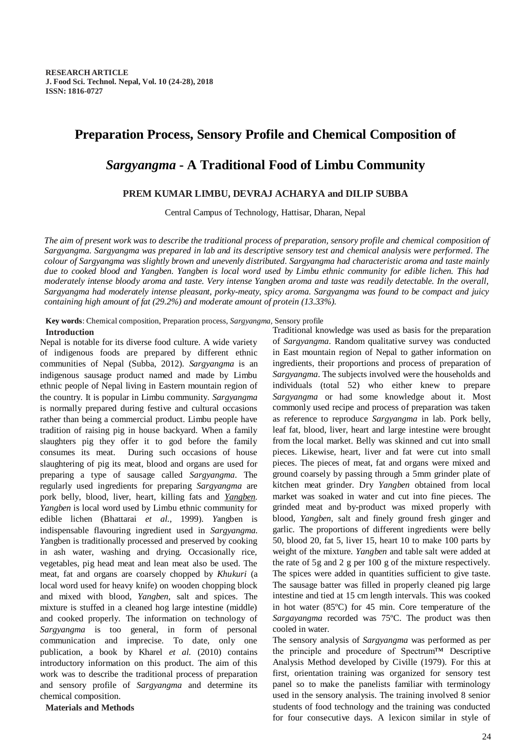RESEARCH ARTICLE
J. Food Sci. Technol. Nepal, Vol. 10 (24-28), 2018
ISSN: 1816-0727

# Preparation Process, Sensory Profile and Chemical Composition of *Sargyangma* - A Traditional Food of Limbu Community

**PREM KUMAR LIMBU, DEVRAJ ACHARYA and DILIP SUBBA**

Central Campus of Technology, Hattisar, Dharan, Nepal

*The aim of present work was to describe the traditional process of preparation, sensory profile and chemical composition of Sargyangma. Sargyangma was prepared in lab and its descriptive sensory test and chemical analysis were performed. The colour of Sargyangma was slightly brown and unevenly distributed. Sargyangma had characteristic aroma and taste mainly due to cooked blood and Yangben. Yangben is local word used by Limbu ethnic community for edible lichen. This had moderately intense bloody aroma and taste. Very intense Yangben aroma and taste was readily detectable. In the overall, Sargyangma had moderately intense pleasant, porky-meaty, spicy aroma. Sargyangma was found to be compact and juicy containing high amount of fat (29.2%) and moderate amount of protein (13.33%).*

**Key words**: Chemical composition, Preparation process, *Sargyangma*, Sensory profile

## Introduction

Nepal is notable for its diverse food culture. A wide variety of indigenous foods are prepared by different ethnic communities of Nepal (Subba, 2012). *Sargyangma* is an indigenous sausage product named and made by Limbu ethnic people of Nepal living in Eastern mountain region of the country. It is popular in Limbu community. *Sargyangma* is normally prepared during festive and cultural occasions rather than being a commercial product. Limbu people have tradition of raising pig in house backyard. When a family slaughters pig they offer it to god before the family consumes its meat. During such occasions of house slaughtering of pig its meat, blood and organs are used for preparing a type of sausage called *Sargyangma*. The regularly used ingredients for preparing *Sargyangma* are pork belly, blood, liver, heart, killing fats and *Yangben*. *Yangben* is local word used by Limbu ethnic community for edible lichen (Bhattarai *et al.*, 1999). *Y*angben is indispensable flavouring ingredient used in *Sargyangma*. *Y*angben is traditionally processed and preserved by cooking in ash water, washing and drying. Occasionally rice, vegetables, pig head meat and lean meat also be used. The meat, fat and organs are coarsely chopped by *Khukuri* (a local word used for heavy knife) on wooden chopping block and mixed with blood, *Yangben*, salt and spices. The mixture is stuffed in a cleaned hog large intestine (middle) and cooked properly. The information on technology of *Sargyangma* is too general, in form of personal communication and imprecise. To date, only one publication, a book by Kharel *et al.* (2010) contains introductory information on this product. The aim of this work was to describe the traditional process of preparation and sensory profile of *Sargyangma* and determine its chemical composition.

## Materials and Methods

Traditional knowledge was used as basis for the preparation of *Sargyangma*. Random qualitative survey was conducted in East mountain region of Nepal to gather information on ingredients, their proportions and process of preparation of *Sargyangma*. The subjects involved were the households and individuals (total 52) who either knew to prepare *Sargyangma* or had some knowledge about it. Most commonly used recipe and process of preparation was taken as reference to reproduce *Sargyangma* in lab. Pork belly, leaf fat, blood, liver, heart and large intestine were brought from the local market. Belly was skinned and cut into small pieces. Likewise, heart, liver and fat were cut into small pieces. The pieces of meat, fat and organs were mixed and ground coarsely by passing through a 5mm grinder plate of kitchen meat grinder. Dry *Yangben* obtained from local market was soaked in water and cut into fine pieces. The grinded meat and by-product was mixed properly with blood, *Yangben*, salt and finely ground fresh ginger and garlic. The proportions of different ingredients were belly 50, blood 20, fat 5, liver 15, heart 10 to make 100 parts by weight of the mixture. *Yangben* and table salt were added at the rate of 5g and 2 g per 100 g of the mixture respectively. The spices were added in quantities sufficient to give taste. The sausage batter was filled in properly cleaned pig large intestine and tied at 15 cm length intervals. This was cooked in hot water (85ºC) for 45 min. Core temperature of the *Sargayangma* recorded was 75ºC. The product was then cooled in water.

The sensory analysis of *Sargyangma* was performed as per the principle and procedure of Spectrum™ Descriptive Analysis Method developed by Civille (1979). For this at first, orientation training was organized for sensory test panel so to make the panelists familiar with terminology used in the sensory analysis. The training involved 8 senior students of food technology and the training was conducted for four consecutive days. A lexicon similar in style of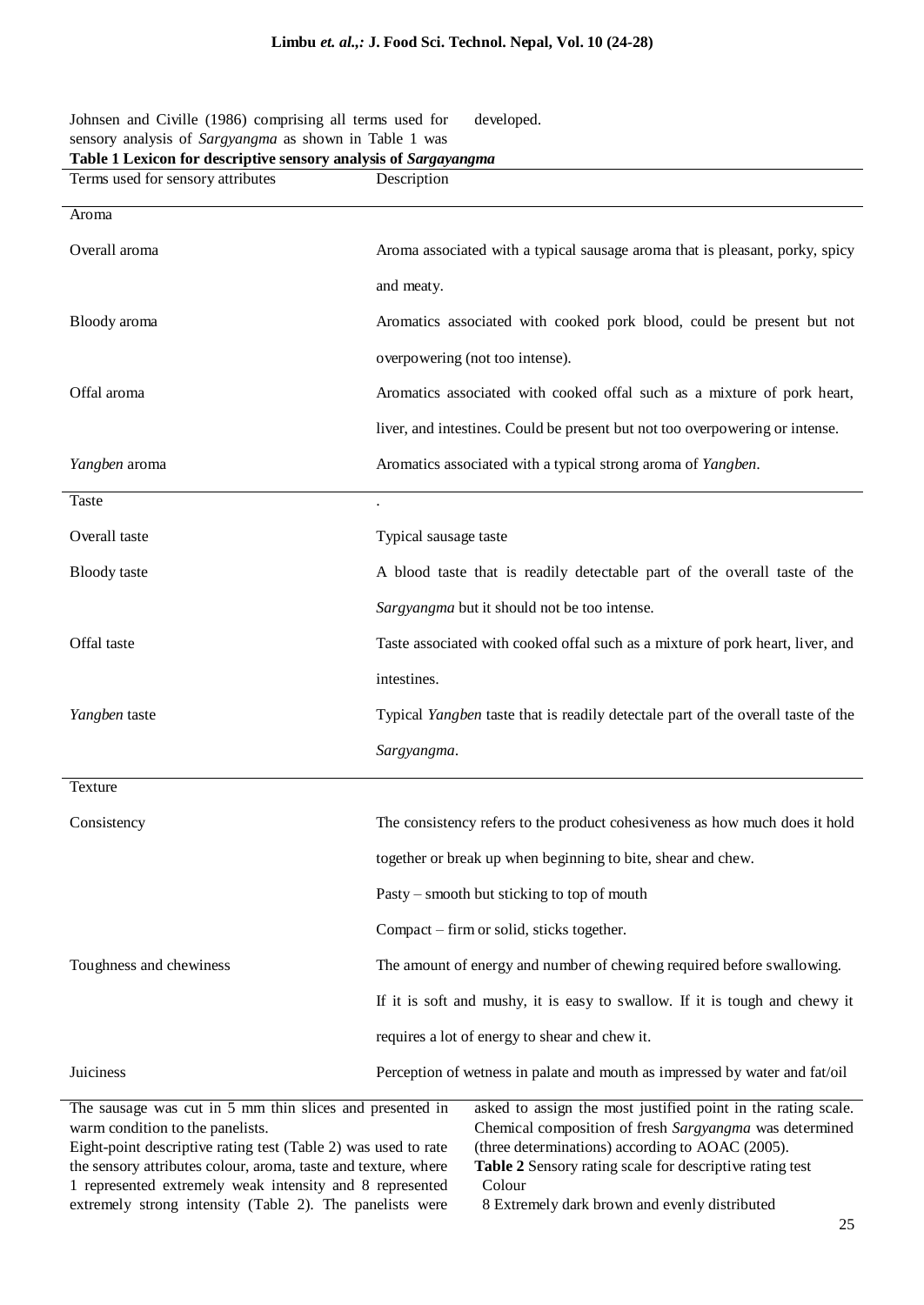Johnsen and Civille (1986) comprising all terms used for sensory analysis of *Sargyangma* as shown in Table 1 was developed.

**Table 1 Lexicon for descriptive sensory analysis of *Sargayangma***

| Terms used for sensory attributes | Description |
|---|---|
| **Aroma** | |
| Overall aroma | Aroma associated with a typical sausage aroma that is pleasant, porky, spicy and meaty. |
| Bloody aroma | Aromatics associated with cooked pork blood, could be present but not overpowering (not too intense). |
| Offal aroma | Aromatics associated with cooked offal such as a mixture of pork heart, liver, and intestines. Could be present but not too overpowering or intense. |
| *Yangben* aroma | Aromatics associated with a typical strong aroma of *Yangben*. |
| **Taste** | . |
| Overall taste | Typical sausage taste |
| Bloody taste | A blood taste that is readily detectable part of the overall taste of the *Sargyangma* but it should not be too intense. |
| Offal taste | Taste associated with cooked offal such as a mixture of pork heart, liver, and intestines. |
| *Yangben* taste | Typical *Yangben* taste that is readily detectale part of the overall taste of the *Sargyangma*. |
| **Texture** | |
| Consistency | The consistency refers to the product cohesiveness as how much does it hold together or break up when beginning to bite, shear and chew. Pasty – smooth but sticking to top of mouth Compact – firm or solid, sticks together. |
| Toughness and chewiness | The amount of energy and number of chewing required before swallowing. If it is soft and mushy, it is easy to swallow. If it is tough and chewy it requires a lot of energy to shear and chew it. |
| Juiciness | Perception of wetness in palate and mouth as impressed by water and fat/oil |

The sausage was cut in 5 mm thin slices and presented in warm condition to the panelists.

Eight-point descriptive rating test (Table 2) was used to rate the sensory attributes colour, aroma, taste and texture, where 1 represented extremely weak intensity and 8 represented extremely strong intensity (Table 2). The panelists were asked to assign the most justified point in the rating scale. Chemical composition of fresh *Sargyangma* was determined (three determinations) according to AOAC (2005).

**Table 2** Sensory rating scale for descriptive rating test

Colour

8 Extremely dark brown and evenly distributed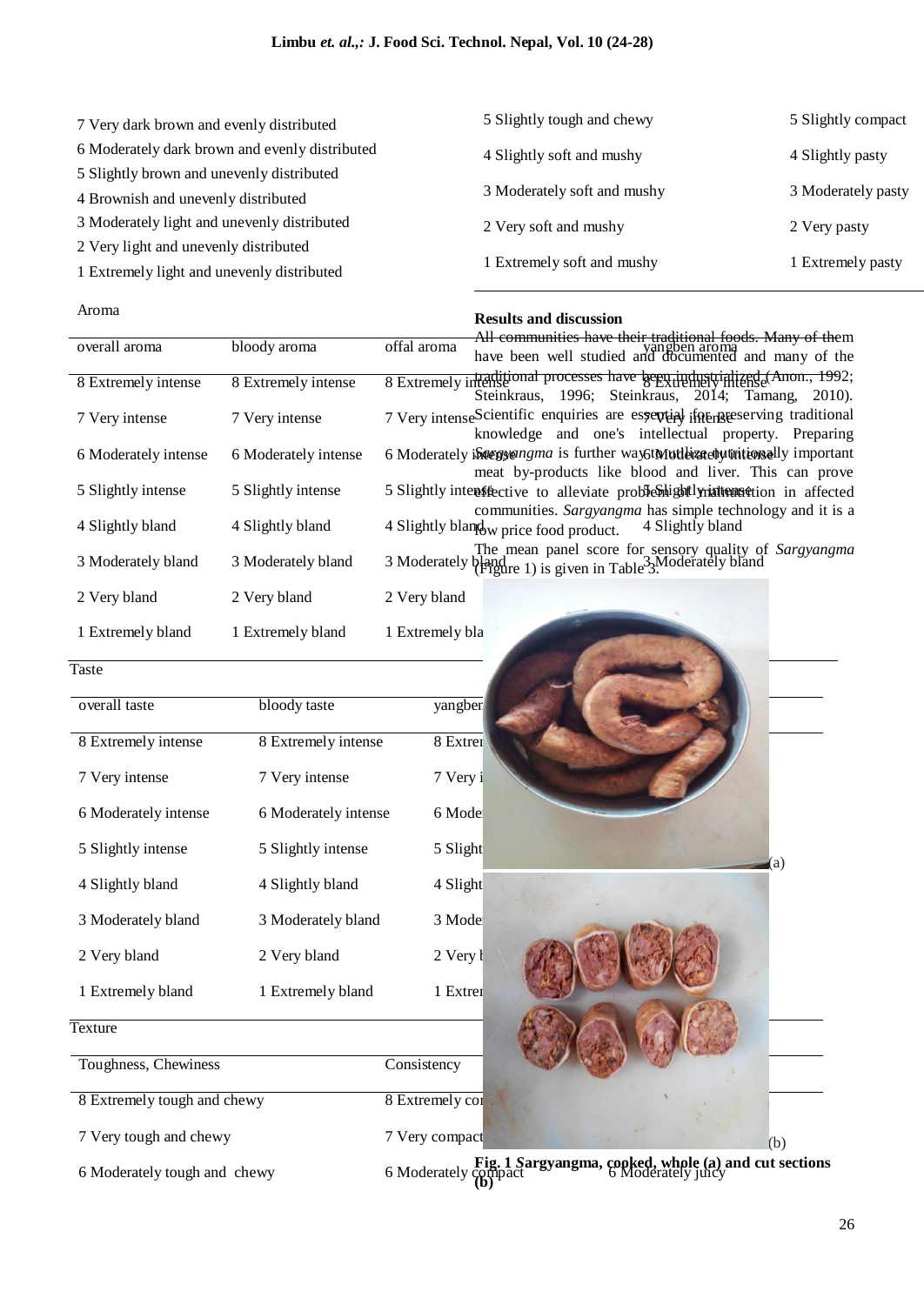| |
|---|
| 7 Very dark brown and evenly distributed |
| 6 Moderately dark brown and evenly distributed |
| 5 Slightly brown and unevenly distributed |
| 4 Brownish and unevenly distributed |
| 3 Moderately light and unevenly distributed |
| 2 Very light and unevenly distributed |
| 1 Extremely light and unevenly distributed |

Aroma

| overall aroma | bloody aroma | offal aroma | yangben aroma |
|---|---|---|---|
| 8 Extremely intense | 8 Extremely intense | 8 Extremely intense | 8 Extremely intense |
| 7 Very intense | 7 Very intense | 7 Very intense | 7 Very intense |
| 6 Moderately intense | 6 Moderately intense | 6 Moderately intense | 6 Moderately intense |
| 5 Slightly intense | 5 Slightly intense | 5 Slightly intense | 5 Slightly intense |
| 4 Slightly bland | 4 Slightly bland | 4 Slightly bland | 4 Slightly bland |
| 3 Moderately bland | 3 Moderately bland | 3 Moderately bland | 3 Moderately bland |
| 2 Very bland | 2 Very bland | 2 Very bland | |
| 1 Extremely bland | 1 Extremely bland | 1 Extremely bla | |

Taste

| overall taste | bloody taste | yangber |
|---|---|---|
| 8 Extremely intense | 8 Extremely intense | 8 Extrer |
| 7 Very intense | 7 Very intense | 7 Very i |
| 6 Moderately intense | 6 Moderately intense | 6 Mode |
| 5 Slightly intense | 5 Slightly intense | 5 Slight |
| 4 Slightly bland | 4 Slightly bland | 4 Slight |
| 3 Moderately bland | 3 Moderately bland | 3 Mode |
| 2 Very bland | 2 Very bland | 2 Very b |
| 1 Extremely bland | 1 Extremely bland | 1 Extrer |

Texture

| Toughness, Chewiness | Consistency | |
|---|---|---|
| 8 Extremely tough and chewy | 8 Extremely cor | |
| 7 Very tough and chewy | 7 Very compact | |
| 6 Moderately tough and chewy | 6 Moderately compact | 6 Moderately juicy |
| 5 Slightly tough and chewy | 5 Slightly compact | |
| 4 Slightly soft and mushy | 4 Slightly pasty | |
| 3 Moderately soft and mushy | 3 Moderately pasty | |
| 2 Very soft and mushy | 2 Very pasty | |
| 1 Extremely soft and mushy | 1 Extremely pasty | |

## Results and discussion

All communities have their traditional foods. Many of them have been well studied and documented and many of the traditional processes have been industrialized (Anon., 1992; Steinkraus, 1996; Steinkraus, 2014; Tamang, 2010). Scientific enquiries are essential for preserving traditional knowledge and one's intellectual property. Preparing *Sargyangma* is further way to utilize nutritionally important meat by-products like blood and liver. This can prove effective to alleviate problem of malnutrition in affected communities. *Sargyangma* has simple technology and it is a low price food product.

The mean panel score for sensory quality of *Sargyangma* (Figure 1) is given in Table 3.

(a)

(b)

**Fig. 1 Sargyangma, cooked, whole (a) and cut sections (b)**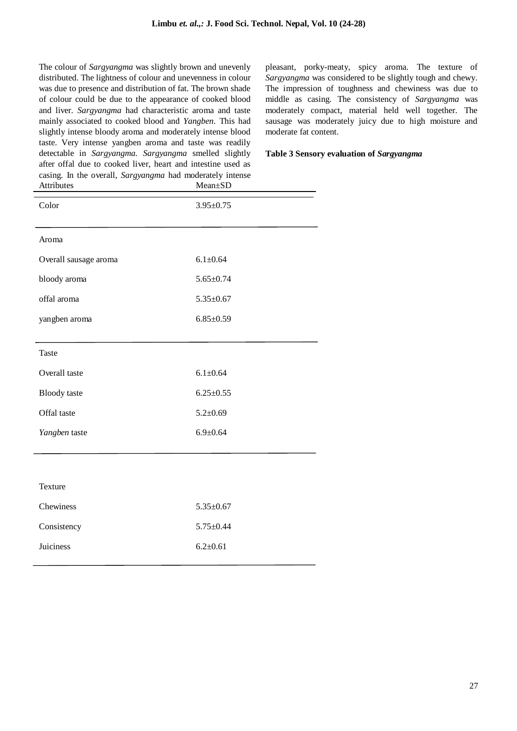The colour of *Sargyangma* was slightly brown and unevenly distributed. The lightness of colour and unevenness in colour was due to presence and distribution of fat. The brown shade of colour could be due to the appearance of cooked blood and liver. *Sargyangma* had characteristic aroma and taste mainly associated to cooked blood and *Yangben*. This had slightly intense bloody aroma and moderately intense blood taste. Very intense yangben aroma and taste was readily detectable in *Sargyangma*. *Sargyangma* smelled slightly after offal due to cooked liver, heart and intestine used as casing. In the overall, *Sargyangma* had moderately intense pleasant, porky-meaty, spicy aroma. The texture of *Sargyangma* was considered to be slightly tough and chewy. The impression of toughness and chewiness was due to middle as casing. The consistency of *Sargyangma* was moderately compact, material held well together. The sausage was moderately juicy due to high moisture and moderate fat content.

**Table 3 Sensory evaluation of *Sargyangma***

| Attributes | Mean±SD |
|---|---|
| Color | 3.95±0.75 |
| **Aroma** | |
| Overall sausage aroma | 6.1±0.64 |
| bloody aroma | 5.65±0.74 |
| offal aroma | 5.35±0.67 |
| yangben aroma | 6.85±0.59 |
| **Taste** | |
| Overall taste | 6.1±0.64 |
| Bloody taste | 6.25±0.55 |
| Offal taste | 5.2±0.69 |
| *Yangben* taste | 6.9±0.64 |
| **Texture** | |
| Chewiness | 5.35±0.67 |
| Consistency | 5.75±0.44 |
| Juiciness | 6.2±0.61 |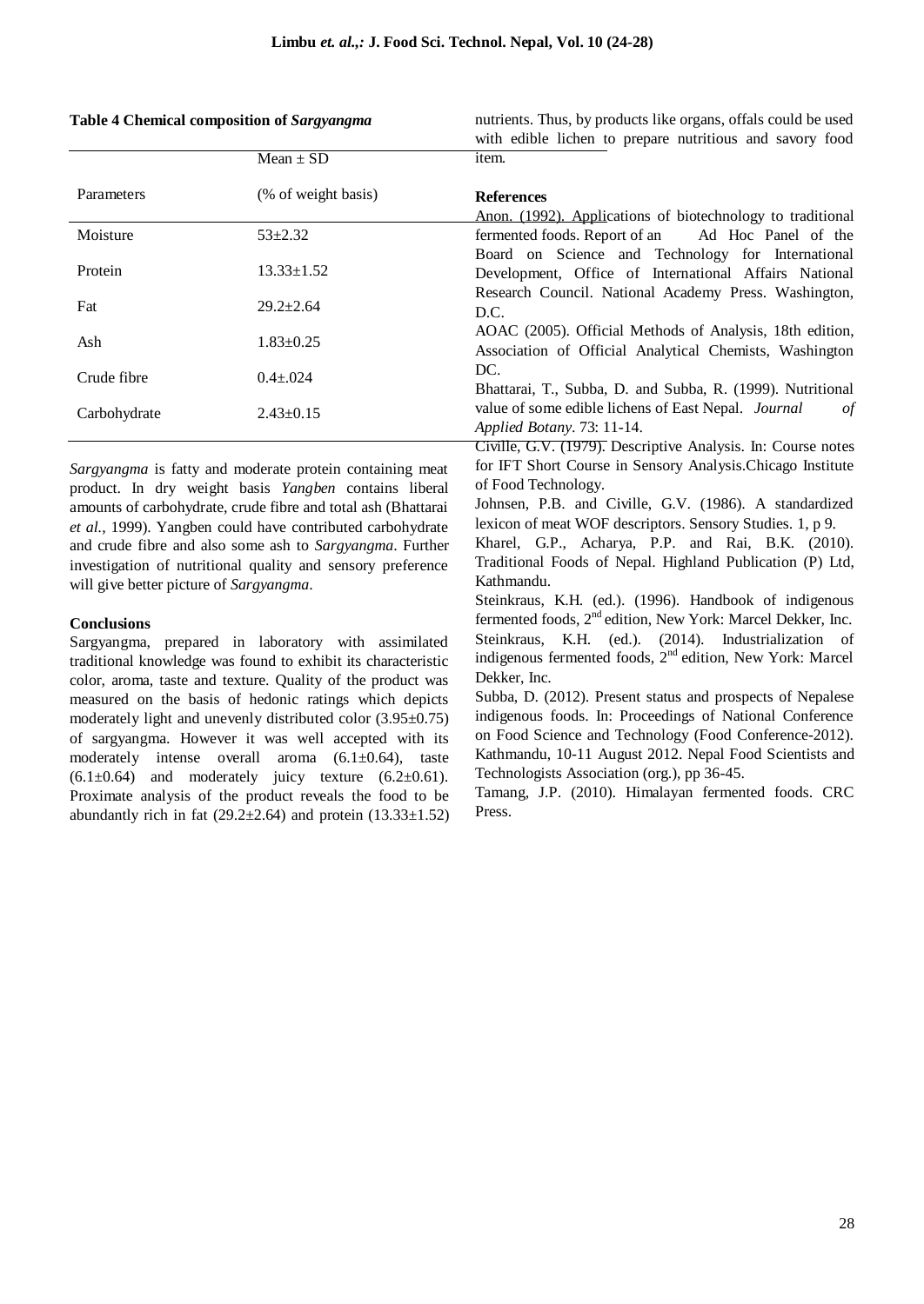**Table 4 Chemical composition of *Sargyangma***

| Parameters | Mean ± SD (% of weight basis) |
|---|---|
| Moisture | 53±2.32 |
| Protein | 13.33±1.52 |
| Fat | 29.2±2.64 |
| Ash | 1.83±0.25 |
| Crude fibre | 0.4±.024 |
| Carbohydrate | 2.43±0.15 |

*Sargyangma* is fatty and moderate protein containing meat product. In dry weight basis *Yangben* contains liberal amounts of carbohydrate, crude fibre and total ash (Bhattarai *et al.*, 1999). Yangben could have contributed carbohydrate and crude fibre and also some ash to *Sargyangma*. Further investigation of nutritional quality and sensory preference will give better picture of *Sargyangma*.

### Conclusions

Sargyangma, prepared in laboratory with assimilated traditional knowledge was found to exhibit its characteristic color, aroma, taste and texture. Quality of the product was measured on the basis of hedonic ratings which depicts moderately light and unevenly distributed color (3.95±0.75) of sargyangma. However it was well accepted with its moderately intense overall aroma (6.1±0.64), taste (6.1±0.64) and moderately juicy texture (6.2±0.61). Proximate analysis of the product reveals the food to be abundantly rich in fat (29.2±2.64) and protein (13.33±1.52) nutrients. Thus, by products like organs, offals could be used with edible lichen to prepare nutritious and savory food item.

### References

Anon. (1992). Applications of biotechnology to traditional fermented foods. Report of an Ad Hoc Panel of the Board on Science and Technology for International Development, Office of International Affairs National Research Council. National Academy Press. Washington, D.C.

AOAC (2005). Official Methods of Analysis, 18th edition, Association of Official Analytical Chemists, Washington DC.

Bhattarai, T., Subba, D. and Subba, R. (1999). Nutritional value of some edible lichens of East Nepal. *Journal of Applied Botany*. 73: 11-14.

Civille, G.V. (1979). Descriptive Analysis. In: Course notes for IFT Short Course in Sensory Analysis.Chicago Institute of Food Technology.

Johnsen, P.B. and Civille, G.V. (1986). A standardized lexicon of meat WOF descriptors. Sensory Studies. 1, p 9.

Kharel, G.P., Acharya, P.P. and Rai, B.K. (2010). Traditional Foods of Nepal. Highland Publication (P) Ltd, Kathmandu.

Steinkraus, K.H. (ed.). (1996). Handbook of indigenous fermented foods, 2nd edition, New York: Marcel Dekker, Inc.

Steinkraus, K.H. (ed.). (2014). Industrialization of indigenous fermented foods, 2nd edition, New York: Marcel Dekker, Inc.

Subba, D. (2012). Present status and prospects of Nepalese indigenous foods. In: Proceedings of National Conference on Food Science and Technology (Food Conference-2012). Kathmandu, 10-11 August 2012. Nepal Food Scientists and Technologists Association (org.), pp 36-45.

Tamang, J.P. (2010). Himalayan fermented foods. CRC Press.